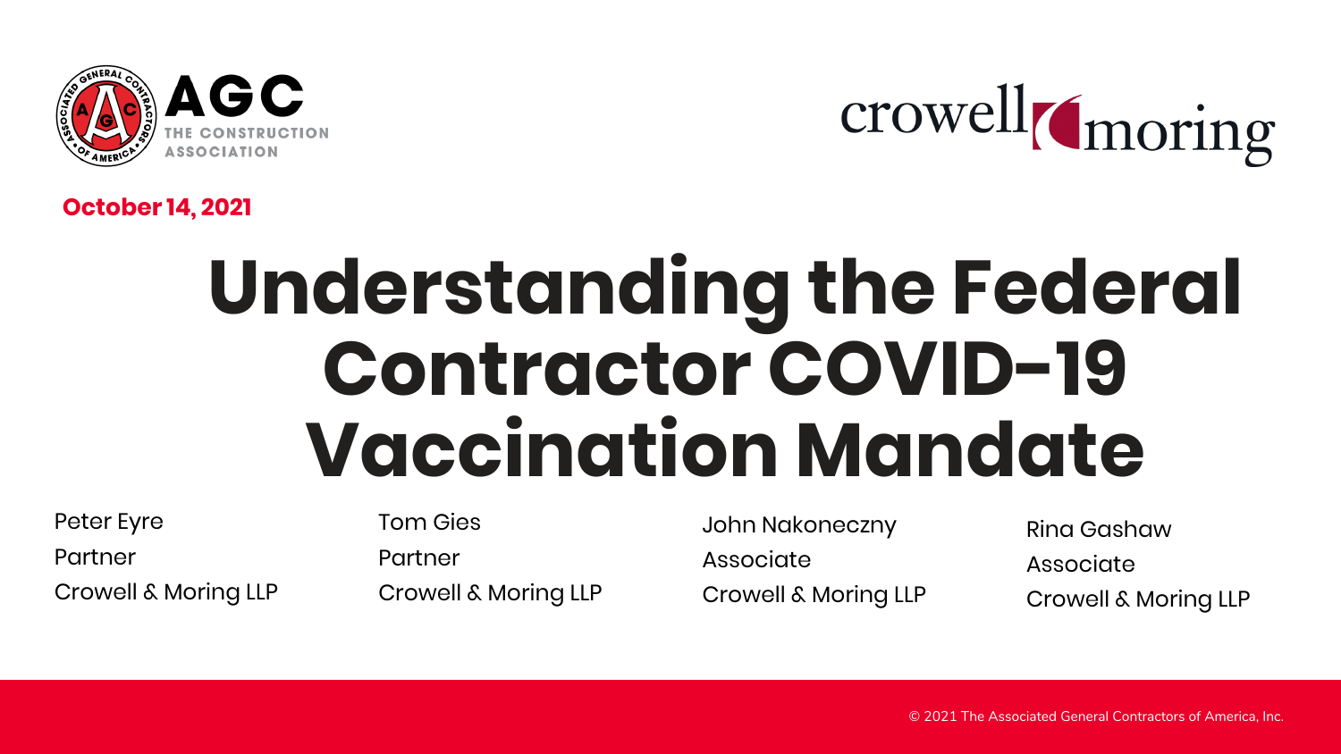AGC THE CONSTRUCTION ASSOCIATION

crowell moring

**October 14, 2021**

# Understanding the Federal Contractor COVID-19 Vaccination Mandate

Peter Eyre
Partner
Crowell & Moring LLP

Tom Gies
Partner
Crowell & Moring LLP

John Nakoneczny
Associate
Crowell & Moring LLP

Rina Gashaw
Associate
Crowell & Moring LLP

© 2021 The Associated General Contractors of America, Inc.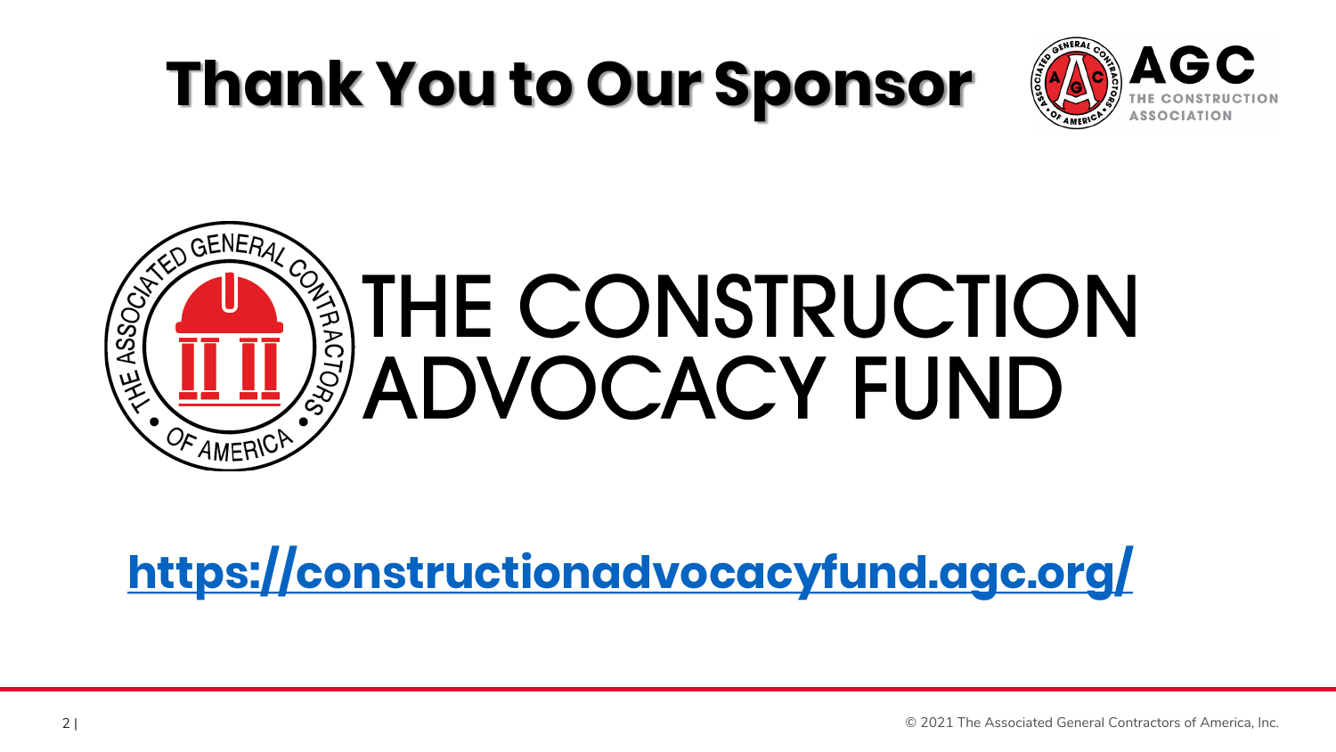# Thank You to Our Sponsor

# THE CONSTRUCTION ADVOCACY FUND

**https://constructionadvocacyfund.agc.org/**

© 2021 The Associated General Contractors of America, Inc.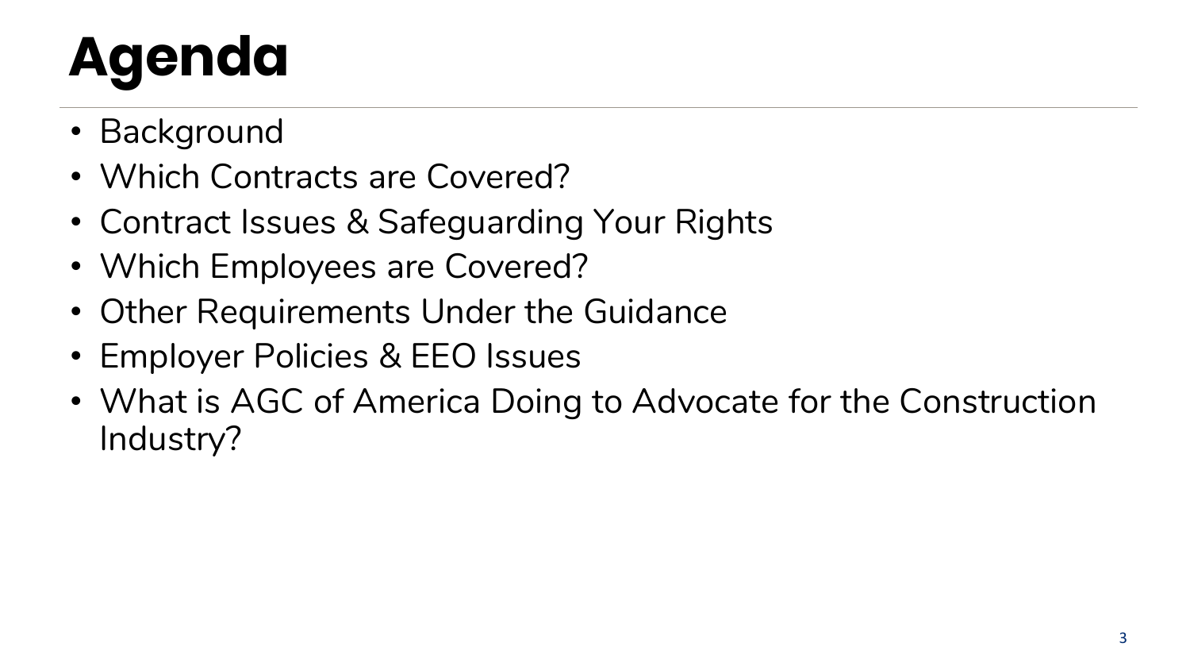# Agenda

- Background
- Which Contracts are Covered?
- Contract Issues & Safeguarding Your Rights
- Which Employees are Covered?
- Other Requirements Under the Guidance
- Employer Policies & EEO Issues
- What is AGC of America Doing to Advocate for the Construction Industry?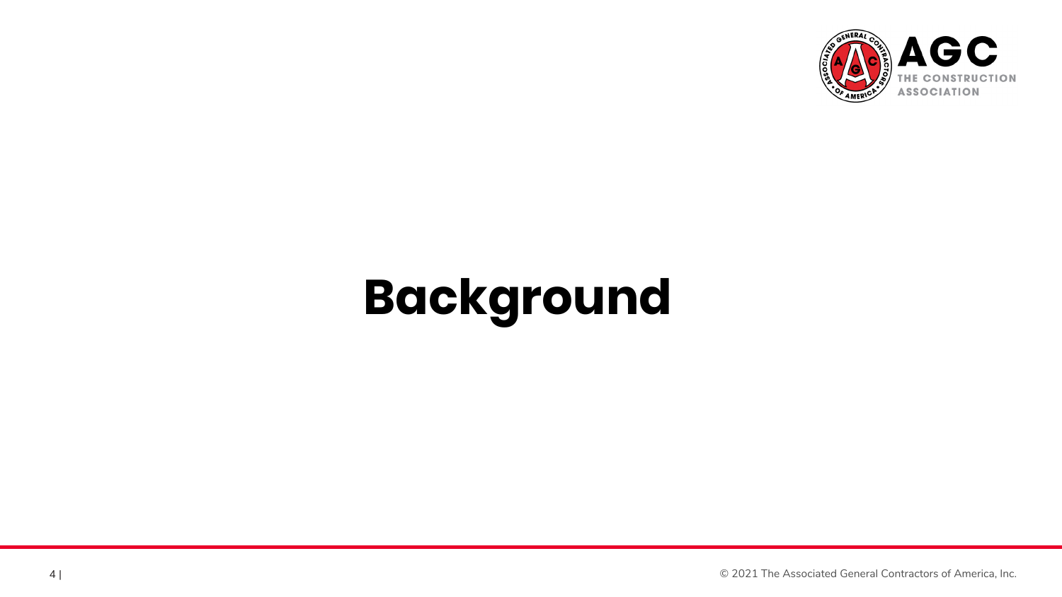# Background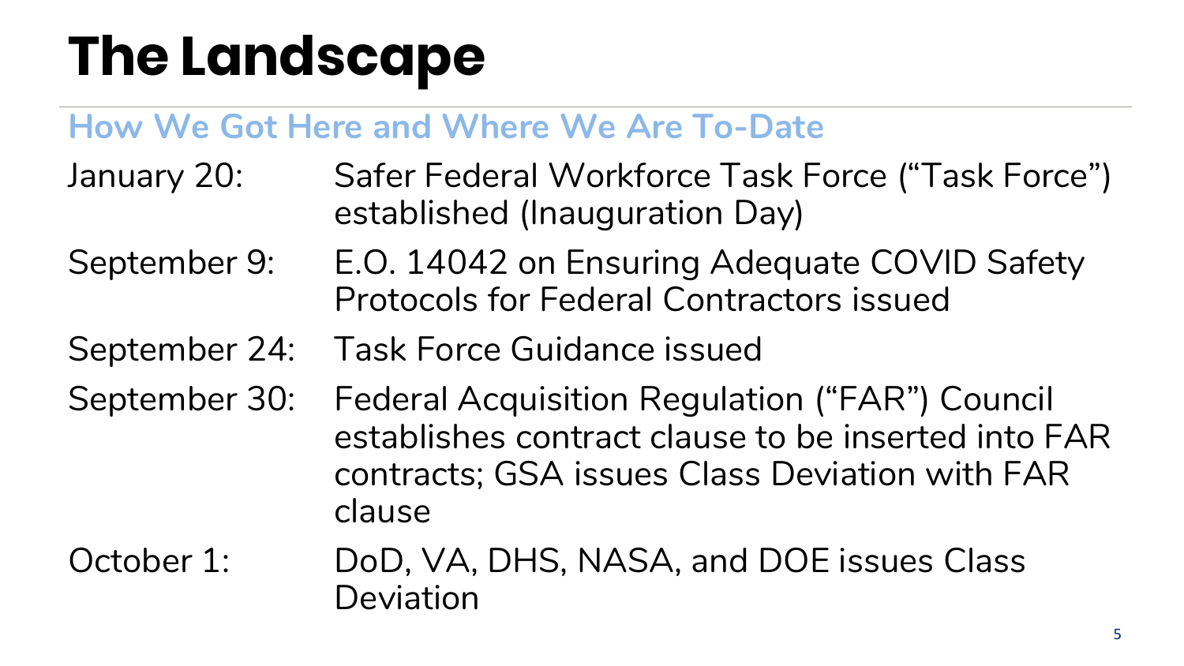# The Landscape

## How We Got Here and Where We Are To-Date

| | |
|---|---|
| January 20: | Safer Federal Workforce Task Force ("Task Force") established (Inauguration Day) |
| September 9: | E.O. 14042 on Ensuring Adequate COVID Safety Protocols for Federal Contractors issued |
| September 24: | Task Force Guidance issued |
| September 30: | Federal Acquisition Regulation ("FAR") Council establishes contract clause to be inserted into FAR contracts; GSA issues Class Deviation with FAR clause |
| October 1: | DoD, VA, DHS, NASA, and DOE issues Class Deviation |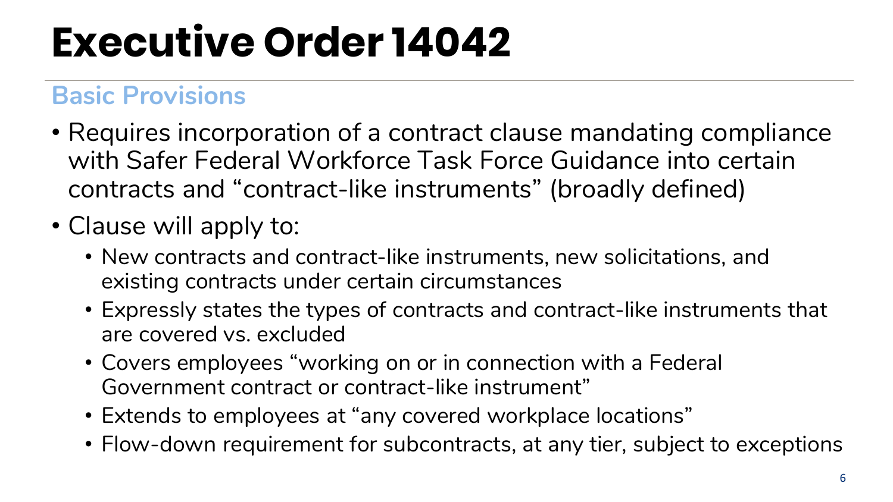# Executive Order 14042

## Basic Provisions

- Requires incorporation of a contract clause mandating compliance with Safer Federal Workforce Task Force Guidance into certain contracts and "contract-like instruments" (broadly defined)
- Clause will apply to:
  - New contracts and contract-like instruments, new solicitations, and existing contracts under certain circumstances
  - Expressly states the types of contracts and contract-like instruments that are covered vs. excluded
  - Covers employees "working on or in connection with a Federal Government contract or contract-like instrument"
  - Extends to employees at "any covered workplace locations"
  - Flow-down requirement for subcontracts, at any tier, subject to exceptions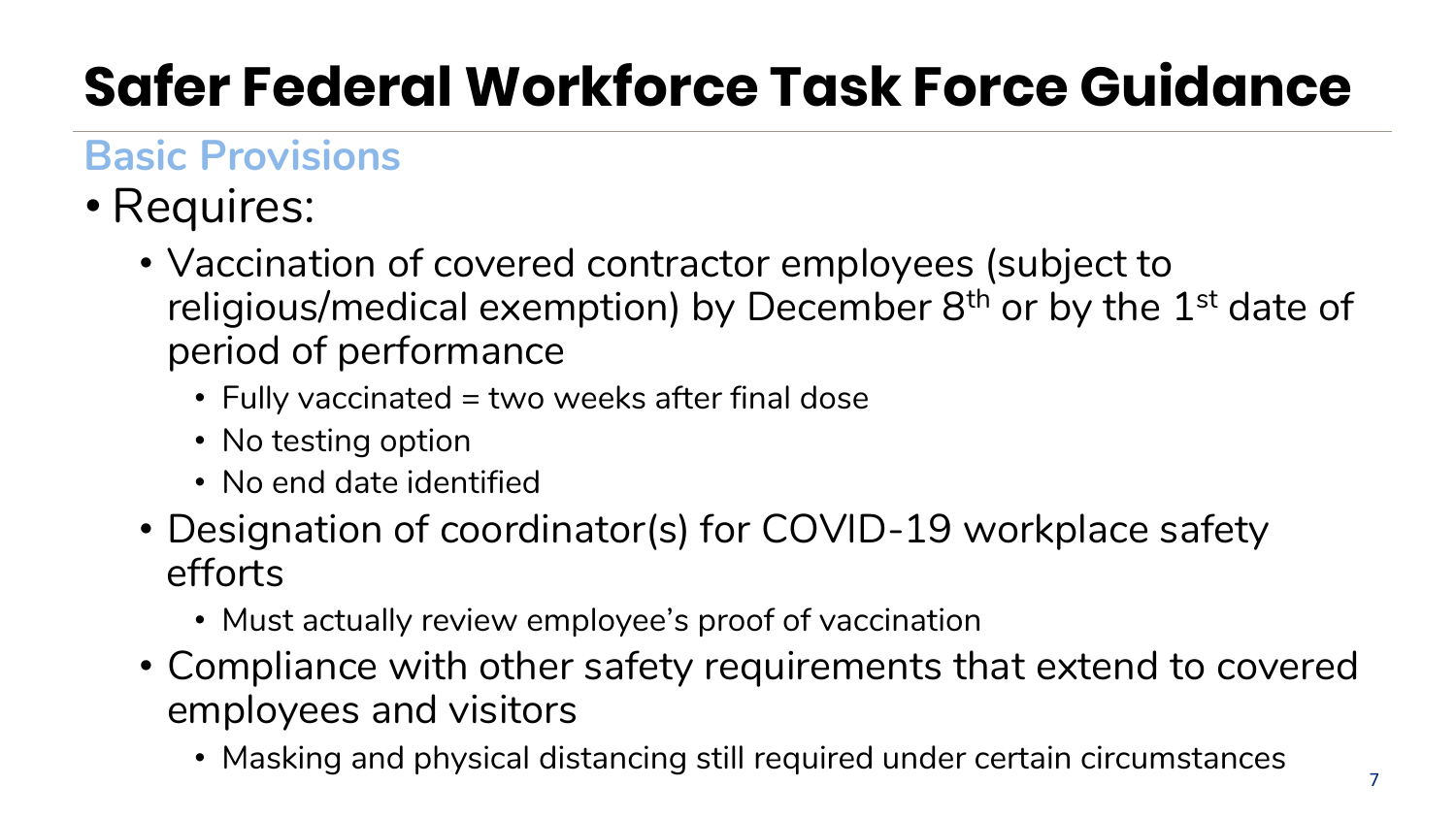# Safer Federal Workforce Task Force Guidance

## Basic Provisions

- Requires:
  - Vaccination of covered contractor employees (subject to religious/medical exemption) by December 8th or by the 1st date of period of performance
    - Fully vaccinated = two weeks after final dose
    - No testing option
    - No end date identified
  - Designation of coordinator(s) for COVID-19 workplace safety efforts
    - Must actually review employee's proof of vaccination
  - Compliance with other safety requirements that extend to covered employees and visitors
    - Masking and physical distancing still required under certain circumstances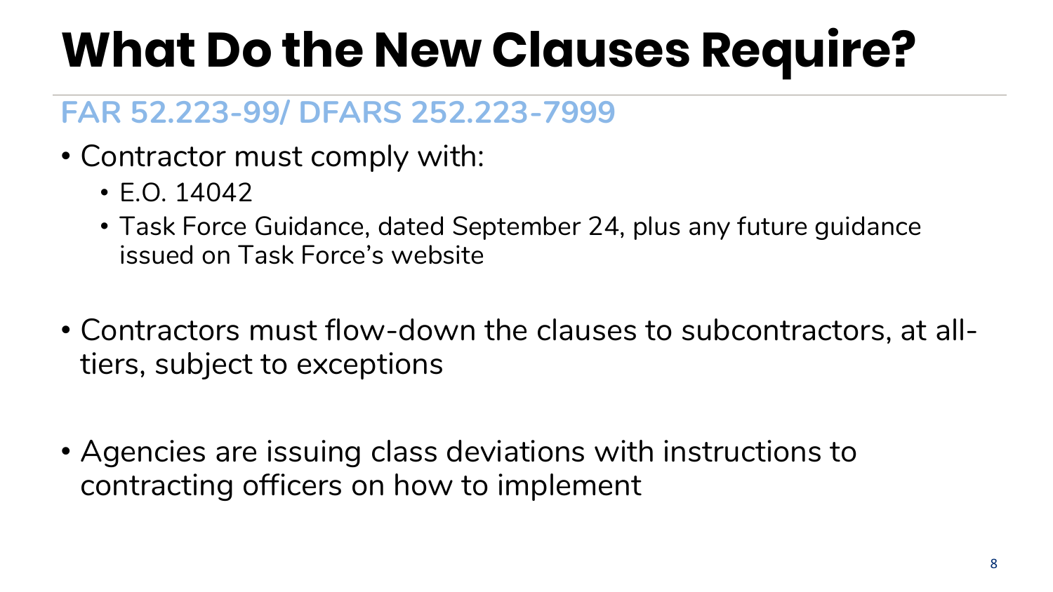# What Do the New Clauses Require?

## FAR 52.223-99/ DFARS 252.223-7999

- Contractor must comply with:
  - E.O. 14042
  - Task Force Guidance, dated September 24, plus any future guidance issued on Task Force's website
- Contractors must flow-down the clauses to subcontractors, at all-tiers, subject to exceptions
- Agencies are issuing class deviations with instructions to contracting officers on how to implement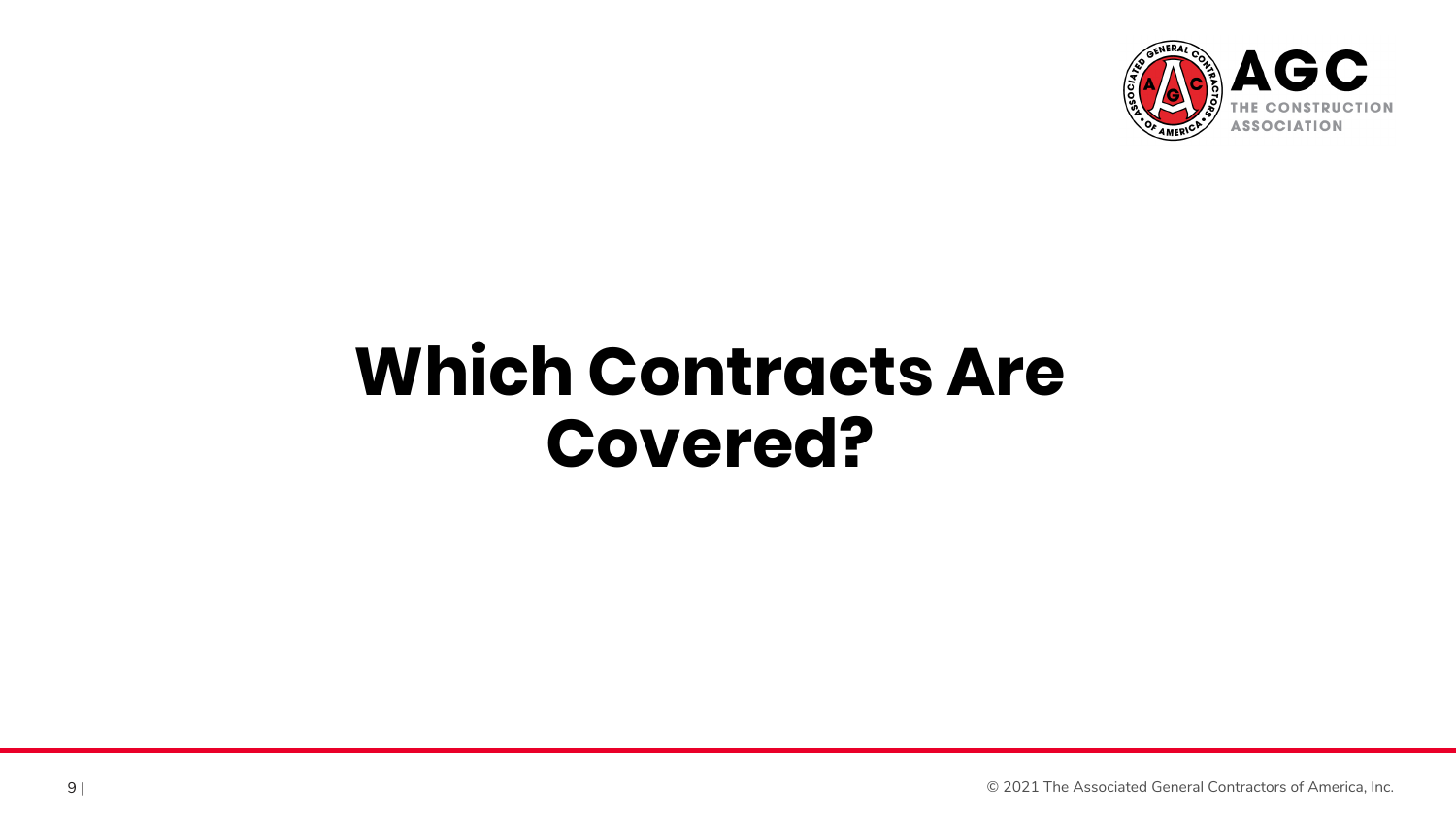# Which Contracts Are Covered?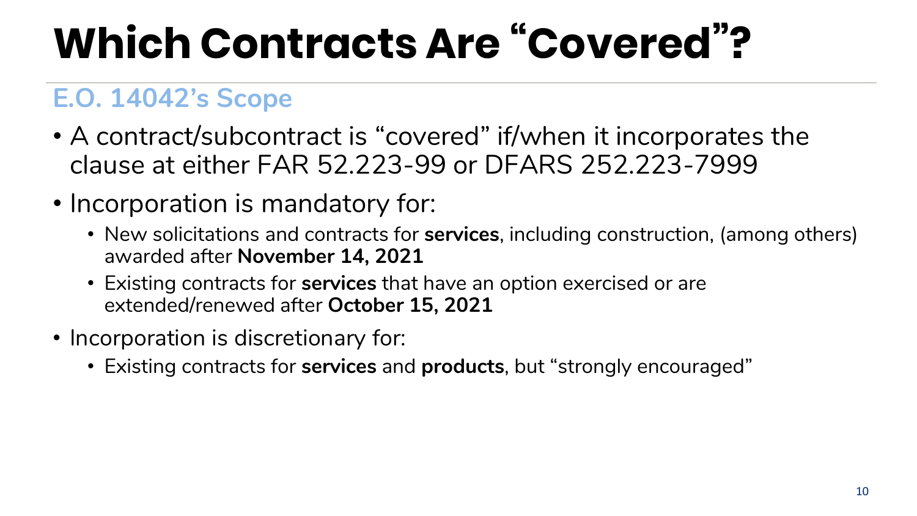# Which Contracts Are "Covered"?

## E.O. 14042's Scope

- A contract/subcontract is "covered" if/when it incorporates the clause at either FAR 52.223-99 or DFARS 252.223-7999
- Incorporation is mandatory for:
  - New solicitations and contracts for **services**, including construction, (among others) awarded after **November 14, 2021**
  - Existing contracts for **services** that have an option exercised or are extended/renewed after **October 15, 2021**
- Incorporation is discretionary for:
  - Existing contracts for **services** and **products**, but "strongly encouraged"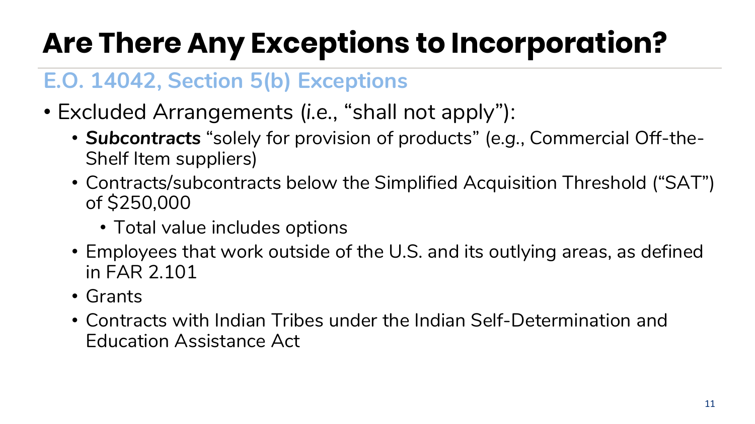# Are There Any Exceptions to Incorporation?

## E.O. 14042, Section 5(b) Exceptions

- Excluded Arrangements (*i.e.*, "shall not apply"):
  - ***Subcontracts*** "solely for provision of products" (*e.g.*, Commercial Off-the-Shelf Item suppliers)
  - Contracts/subcontracts below the Simplified Acquisition Threshold ("SAT") of $250,000
    - Total value includes options
  - Employees that work outside of the U.S. and its outlying areas, as defined in FAR 2.101
  - Grants
  - Contracts with Indian Tribes under the Indian Self-Determination and Education Assistance Act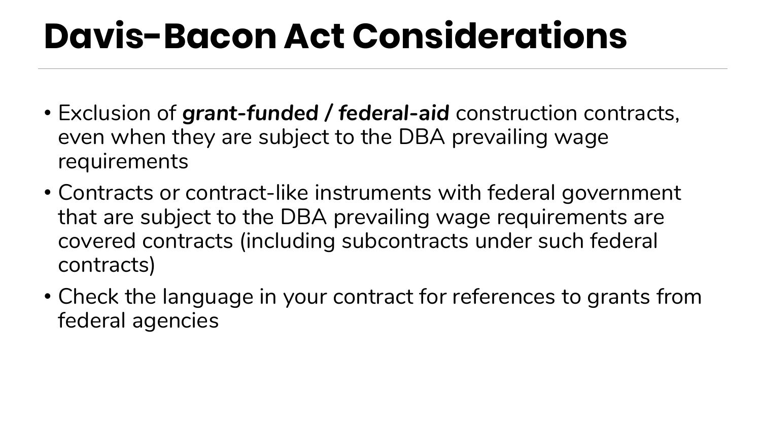# Davis-Bacon Act Considerations

- Exclusion of ***grant-funded / federal-aid*** construction contracts, even when they are subject to the DBA prevailing wage requirements
- Contracts or contract-like instruments with federal government that are subject to the DBA prevailing wage requirements are covered contracts (including subcontracts under such federal contracts)
- Check the language in your contract for references to grants from federal agencies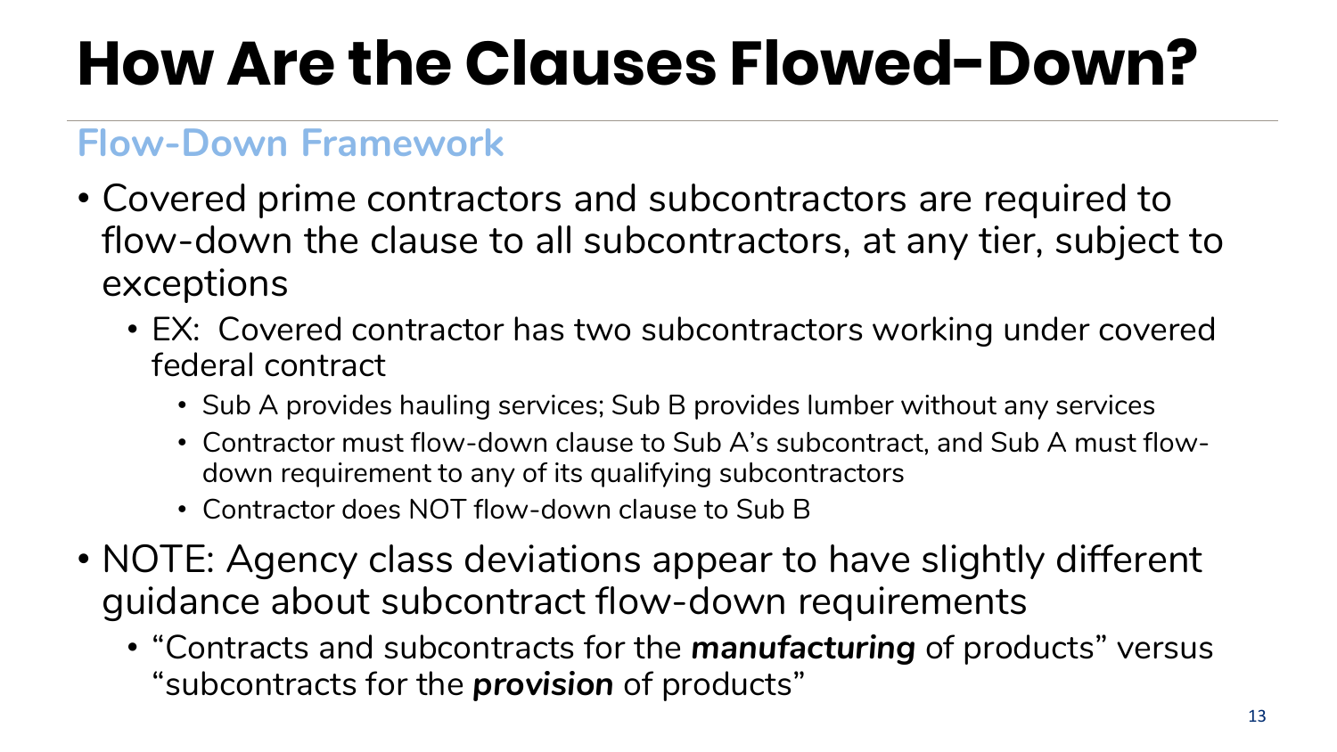# How Are the Clauses Flowed-Down?

## Flow-Down Framework

- Covered prime contractors and subcontractors are required to flow-down the clause to all subcontractors, at any tier, subject to exceptions
  - EX: Covered contractor has two subcontractors working under covered federal contract
    - Sub A provides hauling services; Sub B provides lumber without any services
    - Contractor must flow-down clause to Sub A's subcontract, and Sub A must flow-down requirement to any of its qualifying subcontractors
    - Contractor does NOT flow-down clause to Sub B
- NOTE: Agency class deviations appear to have slightly different guidance about subcontract flow-down requirements
  - "Contracts and subcontracts for the ***manufacturing*** of products" versus "subcontracts for the ***provision*** of products"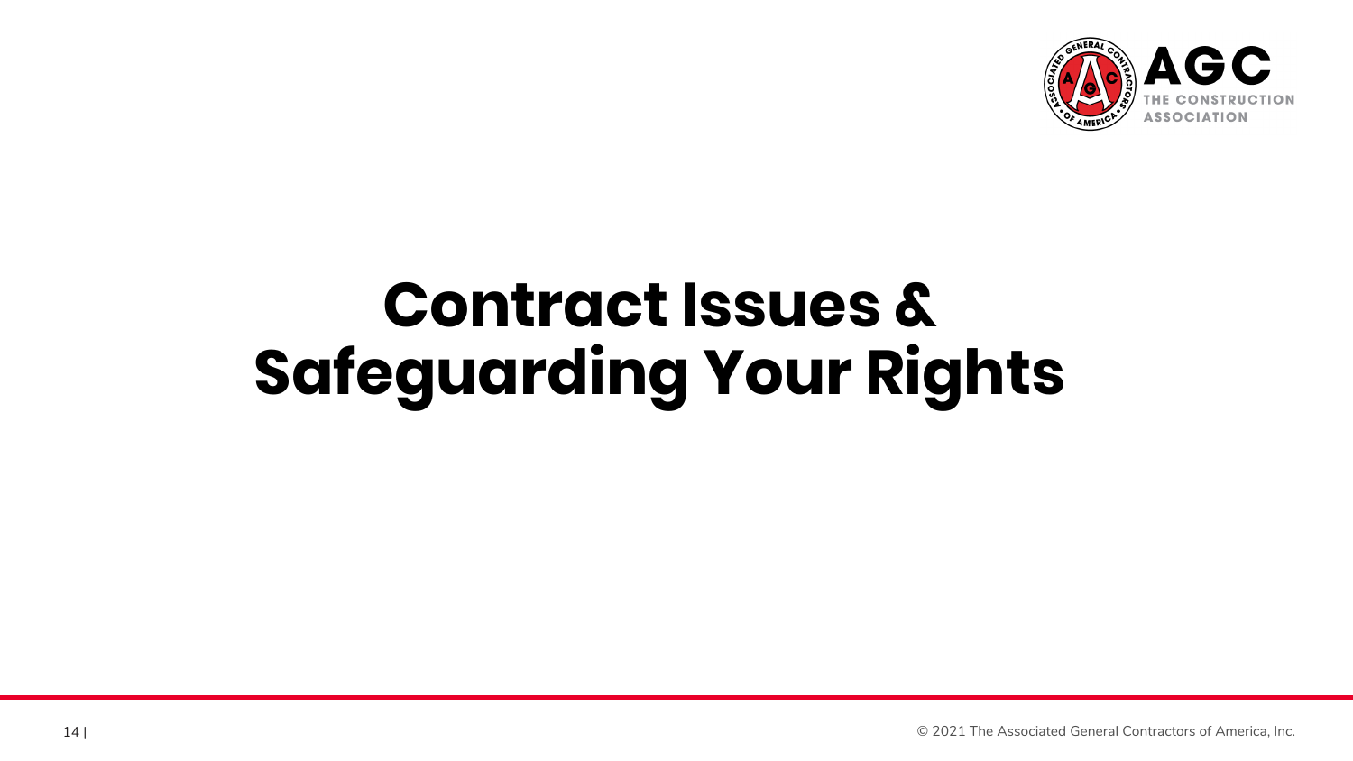# Contract Issues & Safeguarding Your Rights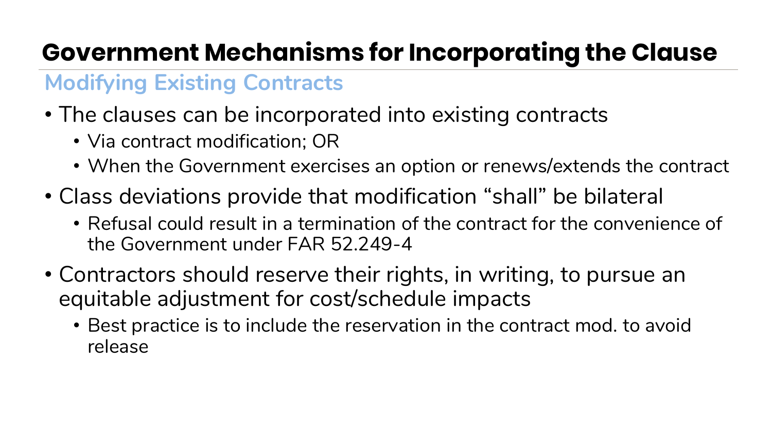# Government Mechanisms for Incorporating the Clause

## Modifying Existing Contracts

- The clauses can be incorporated into existing contracts
  - Via contract modification; OR
  - When the Government exercises an option or renews/extends the contract
- Class deviations provide that modification "shall" be bilateral
  - Refusal could result in a termination of the contract for the convenience of the Government under FAR 52.249-4
- Contractors should reserve their rights, in writing, to pursue an equitable adjustment for cost/schedule impacts
  - Best practice is to include the reservation in the contract mod. to avoid release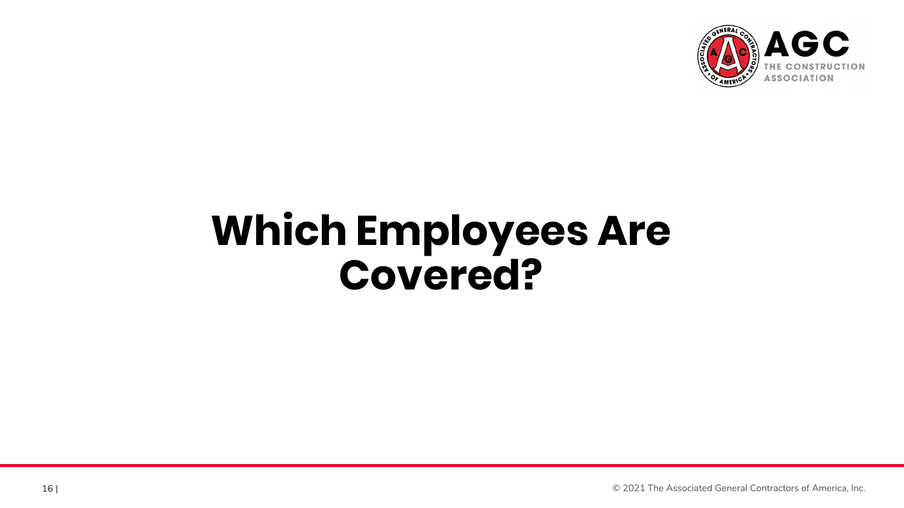# Which Employees Are Covered?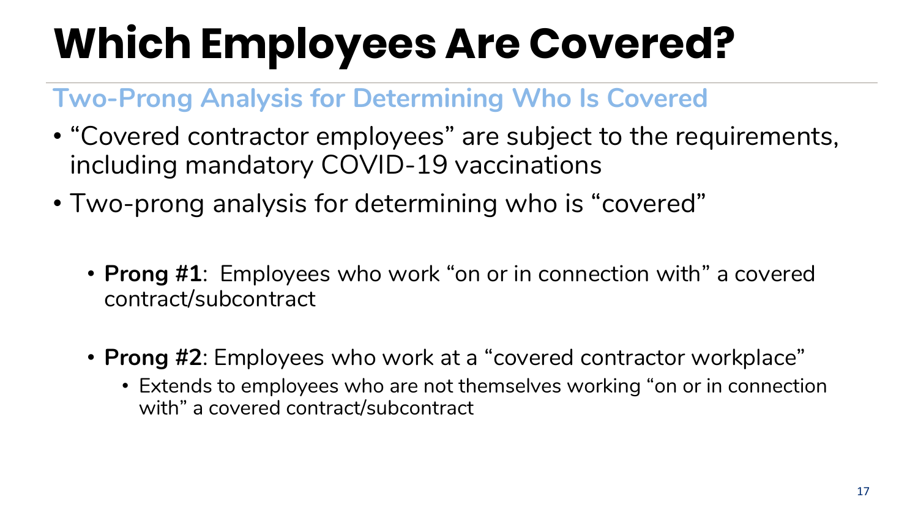# Which Employees Are Covered?

## Two-Prong Analysis for Determining Who Is Covered

- "Covered contractor employees" are subject to the requirements, including mandatory COVID-19 vaccinations
- Two-prong analysis for determining who is "covered"
  - **Prong #1**: Employees who work "on or in connection with" a covered contract/subcontract
  - **Prong #2**: Employees who work at a "covered contractor workplace"
    - Extends to employees who are not themselves working "on or in connection with" a covered contract/subcontract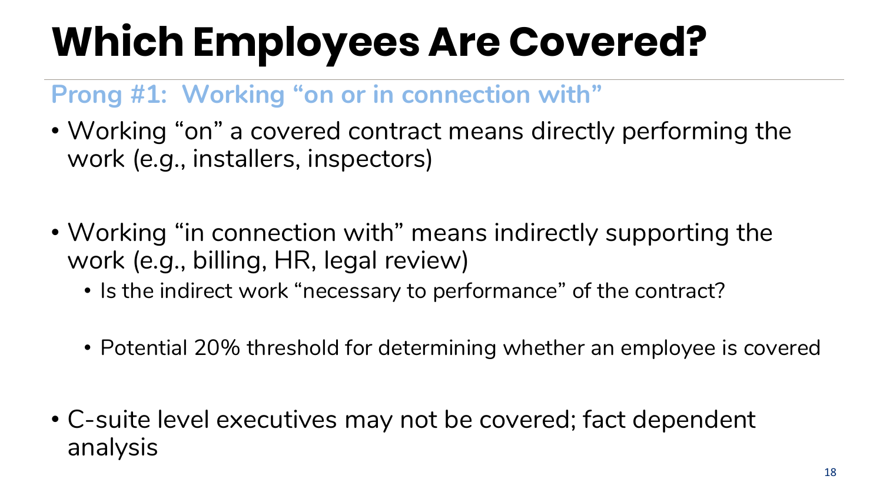# Which Employees Are Covered?

## Prong #1: Working "on or in connection with"

- Working "on" a covered contract means directly performing the work (e.g., installers, inspectors)
- Working "in connection with" means indirectly supporting the work (e.g., billing, HR, legal review)
  - Is the indirect work "necessary to performance" of the contract?
  - Potential 20% threshold for determining whether an employee is covered
- C-suite level executives may not be covered; fact dependent analysis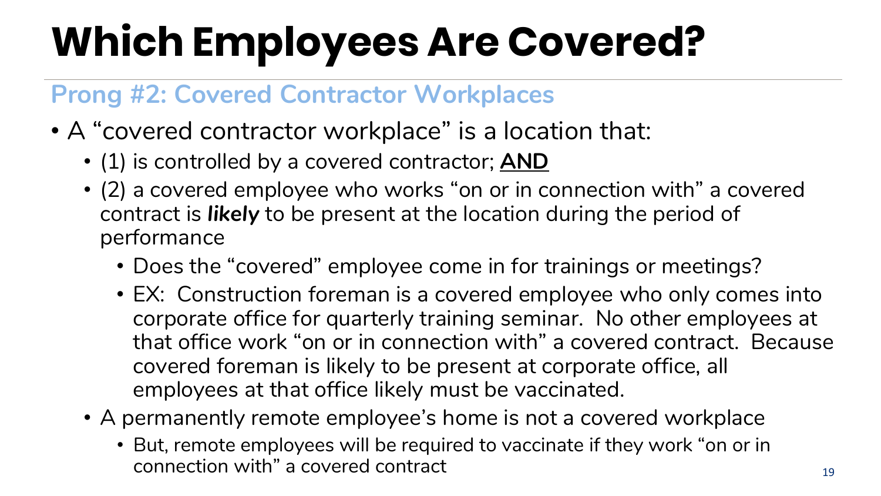# Which Employees Are Covered?

## Prong #2: Covered Contractor Workplaces

- A "covered contractor workplace" is a location that:
  - (1) is controlled by a covered contractor; **AND**
  - (2) a covered employee who works "on or in connection with" a covered contract is ***likely*** to be present at the location during the period of performance
    - Does the "covered" employee come in for trainings or meetings?
    - EX: Construction foreman is a covered employee who only comes into corporate office for quarterly training seminar. No other employees at that office work "on or in connection with" a covered contract. Because covered foreman is likely to be present at corporate office, all employees at that office likely must be vaccinated.
  - A permanently remote employee's home is not a covered workplace
    - But, remote employees will be required to vaccinate if they work "on or in connection with" a covered contract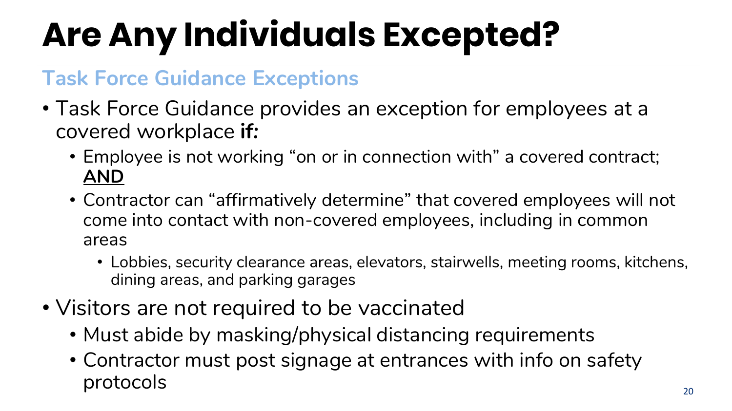# Are Any Individuals Excepted?

## Task Force Guidance Exceptions

- Task Force Guidance provides an exception for employees at a covered workplace **if:**
  - Employee is not working "on or in connection with" a covered contract; **AND**
  - Contractor can "affirmatively determine" that covered employees will not come into contact with non-covered employees, including in common areas
    - Lobbies, security clearance areas, elevators, stairwells, meeting rooms, kitchens, dining areas, and parking garages
- Visitors are not required to be vaccinated
  - Must abide by masking/physical distancing requirements
  - Contractor must post signage at entrances with info on safety protocols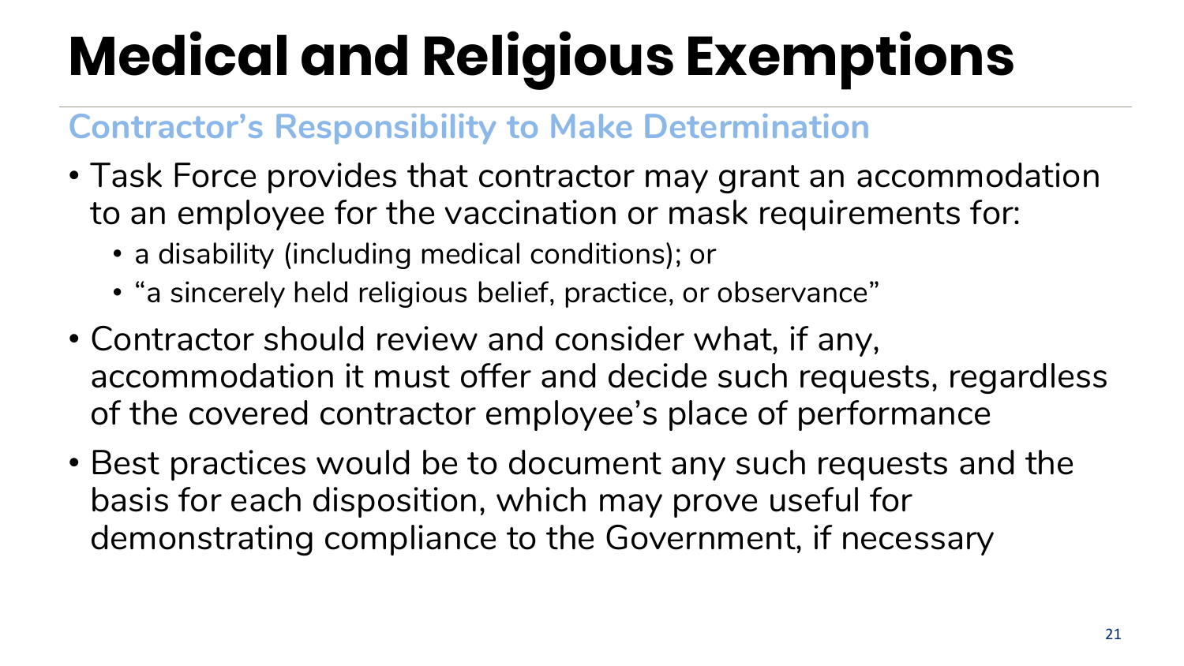# Medical and Religious Exemptions

## Contractor's Responsibility to Make Determination

- Task Force provides that contractor may grant an accommodation to an employee for the vaccination or mask requirements for:
  - a disability (including medical conditions); or
  - "a sincerely held religious belief, practice, or observance"
- Contractor should review and consider what, if any, accommodation it must offer and decide such requests, regardless of the covered contractor employee's place of performance
- Best practices would be to document any such requests and the basis for each disposition, which may prove useful for demonstrating compliance to the Government, if necessary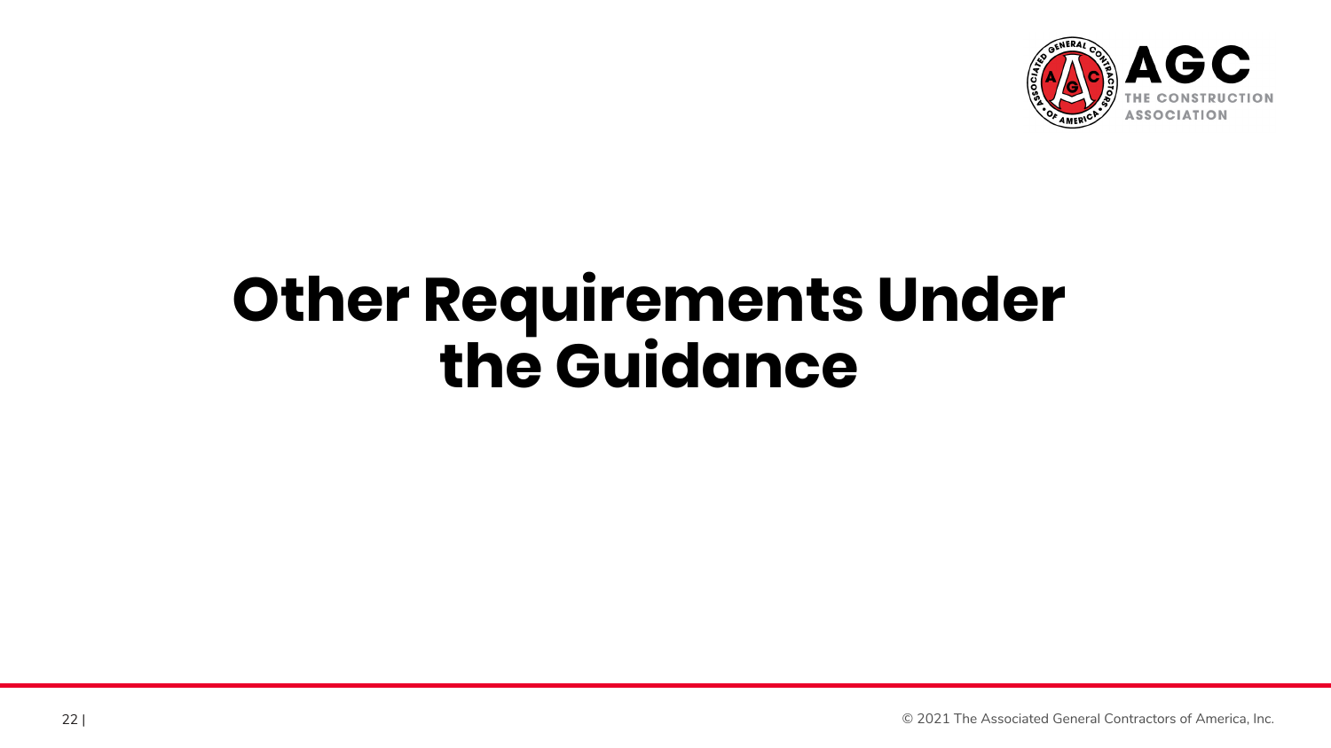# Other Requirements Under the Guidance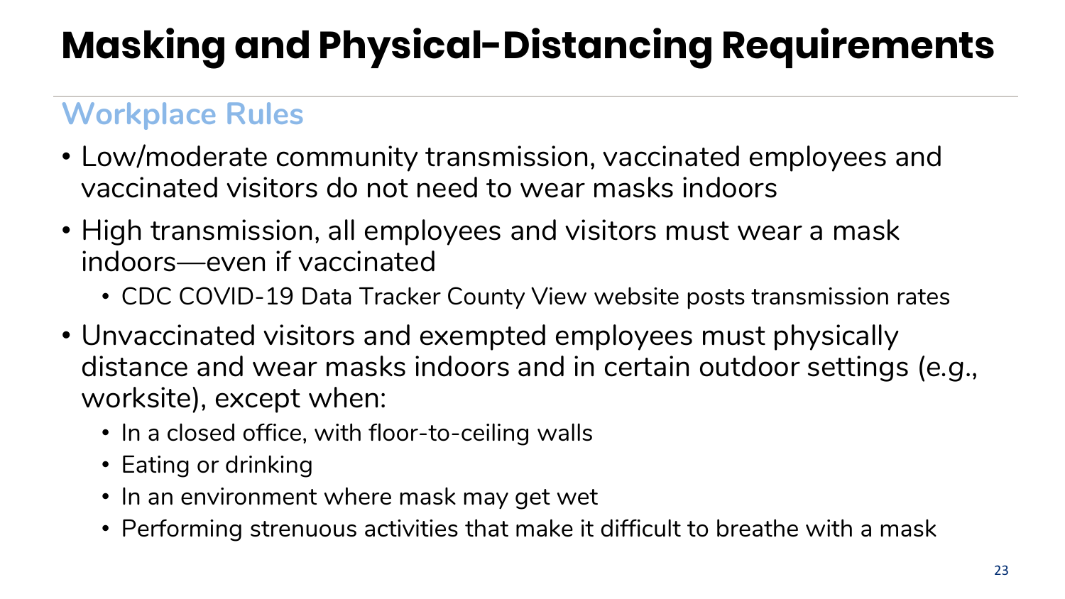# Masking and Physical-Distancing Requirements

## Workplace Rules

- Low/moderate community transmission, vaccinated employees and vaccinated visitors do not need to wear masks indoors
- High transmission, all employees and visitors must wear a mask indoors—even if vaccinated
  - CDC COVID-19 Data Tracker County View website posts transmission rates
- Unvaccinated visitors and exempted employees must physically distance and wear masks indoors and in certain outdoor settings (e.g., worksite), except when:
  - In a closed office, with floor-to-ceiling walls
  - Eating or drinking
  - In an environment where mask may get wet
  - Performing strenuous activities that make it difficult to breathe with a mask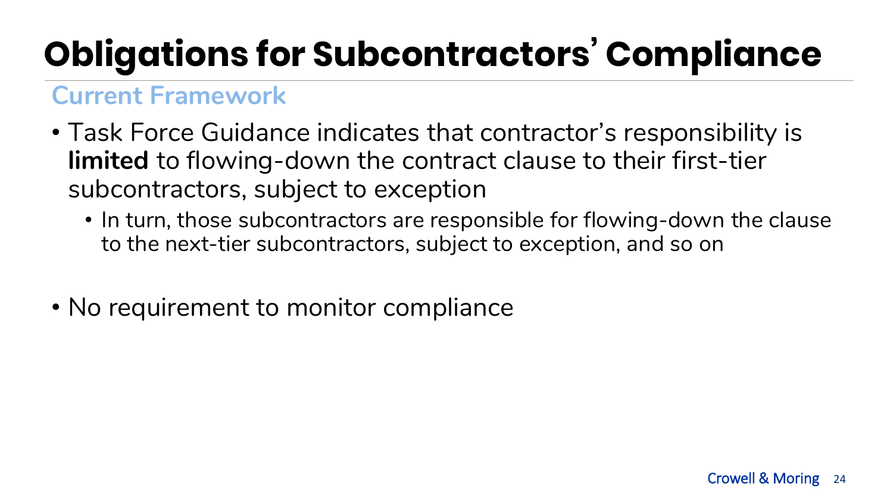# Obligations for Subcontractors' Compliance

## Current Framework

- Task Force Guidance indicates that contractor's responsibility is **limited** to flowing-down the contract clause to their first-tier subcontractors, subject to exception
  - In turn, those subcontractors are responsible for flowing-down the clause to the next-tier subcontractors, subject to exception, and so on
- No requirement to monitor compliance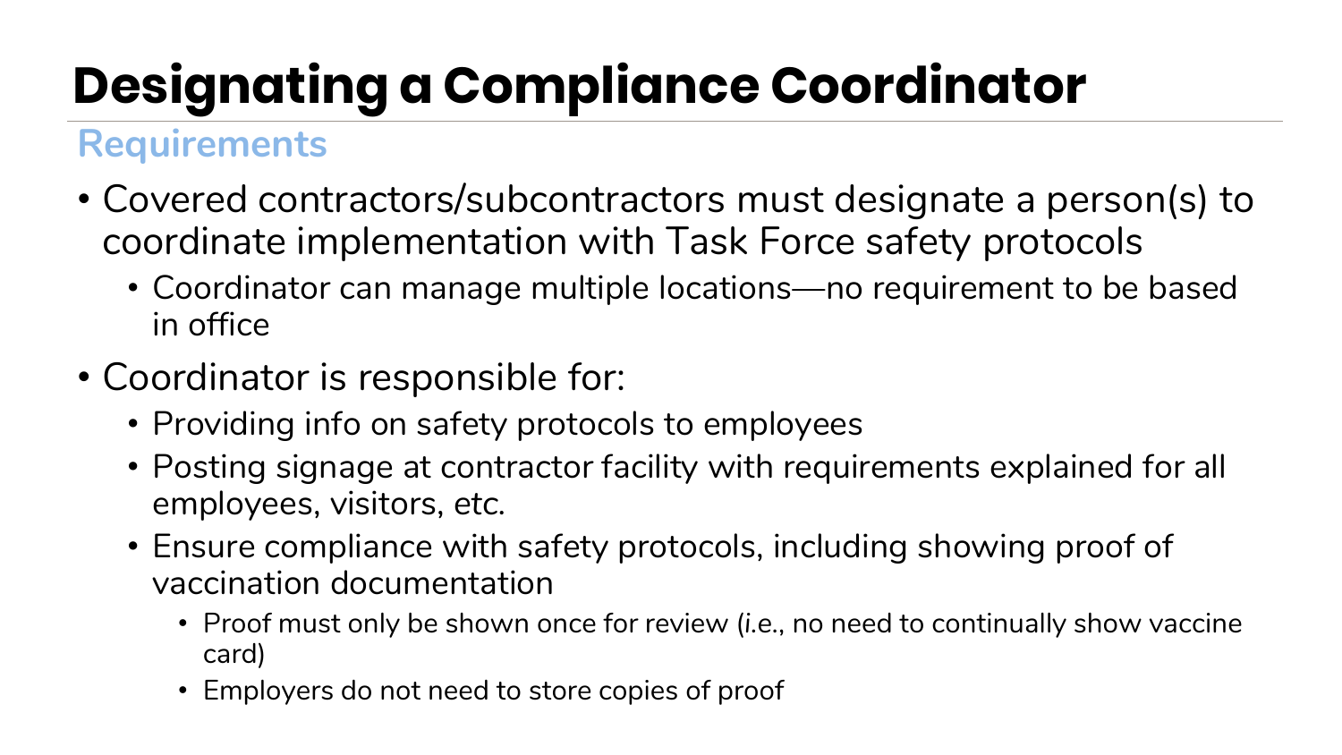# Designating a Compliance Coordinator

## Requirements

- Covered contractors/subcontractors must designate a person(s) to coordinate implementation with Task Force safety protocols
  - Coordinator can manage multiple locations—no requirement to be based in office
- Coordinator is responsible for:
  - Providing info on safety protocols to employees
  - Posting signage at contractor facility with requirements explained for all employees, visitors, etc.
  - Ensure compliance with safety protocols, including showing proof of vaccination documentation
    - Proof must only be shown once for review (i.e., no need to continually show vaccine card)
    - Employers do not need to store copies of proof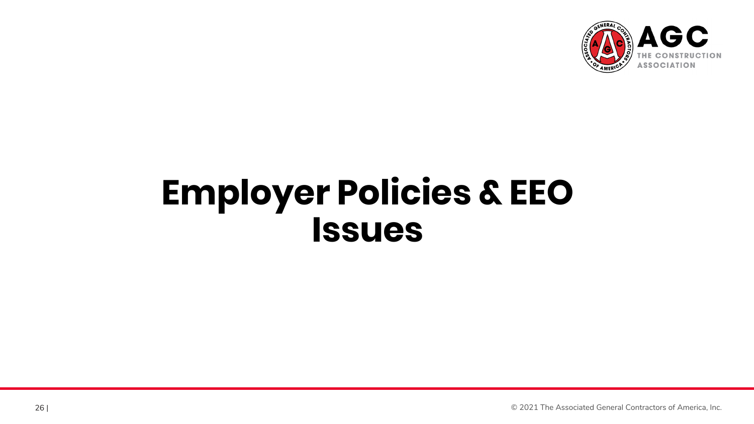# Employer Policies & EEO Issues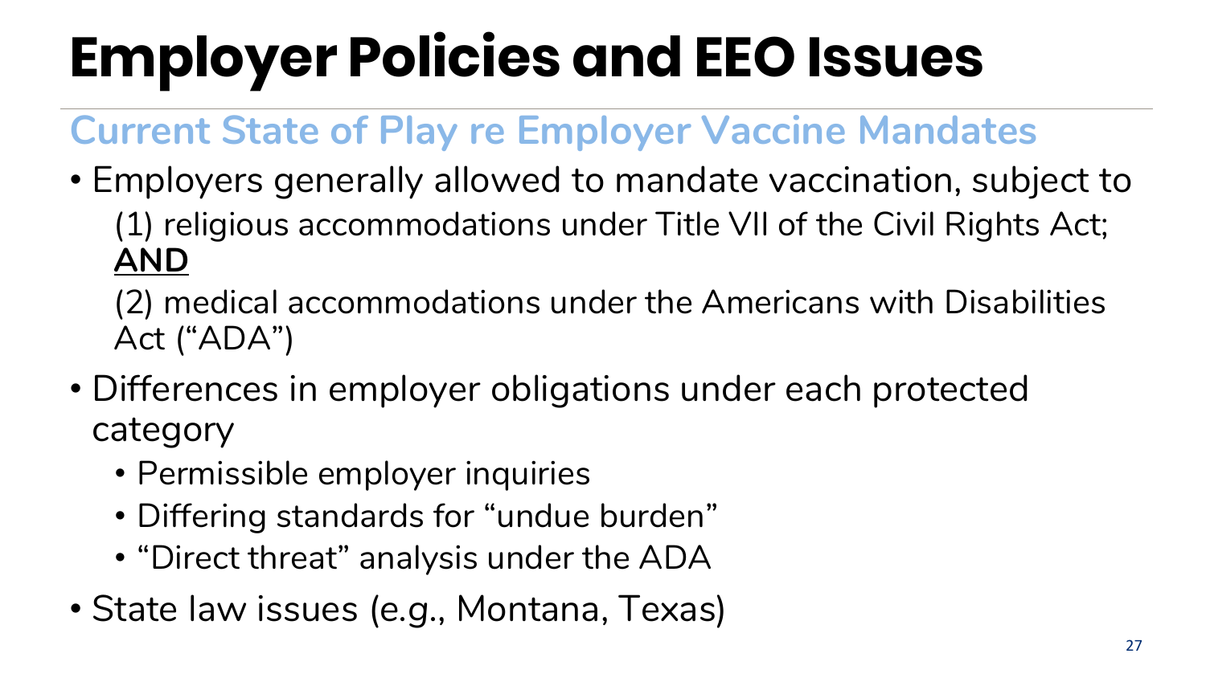# Employer Policies and EEO Issues

## Current State of Play re Employer Vaccine Mandates

- Employers generally allowed to mandate vaccination, subject to
  (1) religious accommodations under Title VII of the Civil Rights Act; **AND**
  (2) medical accommodations under the Americans with Disabilities Act ("ADA")
- Differences in employer obligations under each protected category
  - Permissible employer inquiries
  - Differing standards for "undue burden"
  - "Direct threat" analysis under the ADA
- State law issues (e.g., Montana, Texas)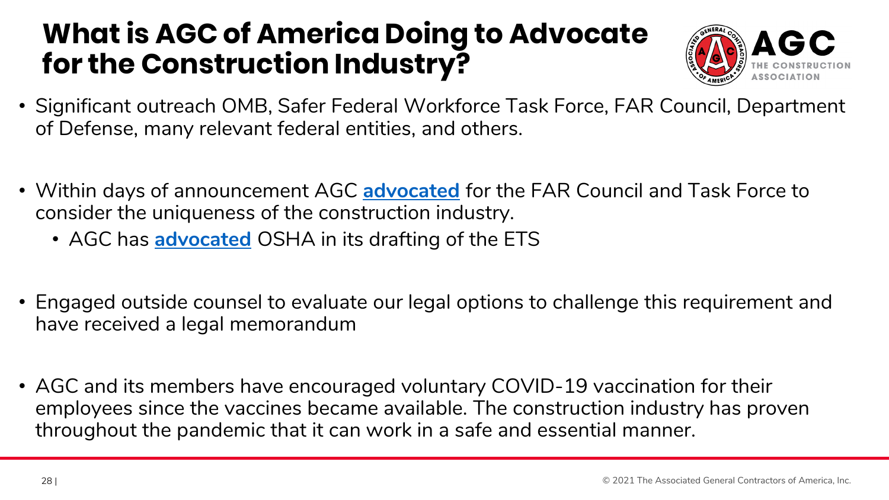# What is AGC of America Doing to Advocate for the Construction Industry?

- Significant outreach OMB, Safer Federal Workforce Task Force, FAR Council, Department of Defense, many relevant federal entities, and others.
- Within days of announcement AGC **advocated** for the FAR Council and Task Force to consider the uniqueness of the construction industry.
  - AGC has **advocated** OSHA in its drafting of the ETS
- Engaged outside counsel to evaluate our legal options to challenge this requirement and have received a legal memorandum
- AGC and its members have encouraged voluntary COVID-19 vaccination for their employees since the vaccines became available. The construction industry has proven throughout the pandemic that it can work in a safe and essential manner.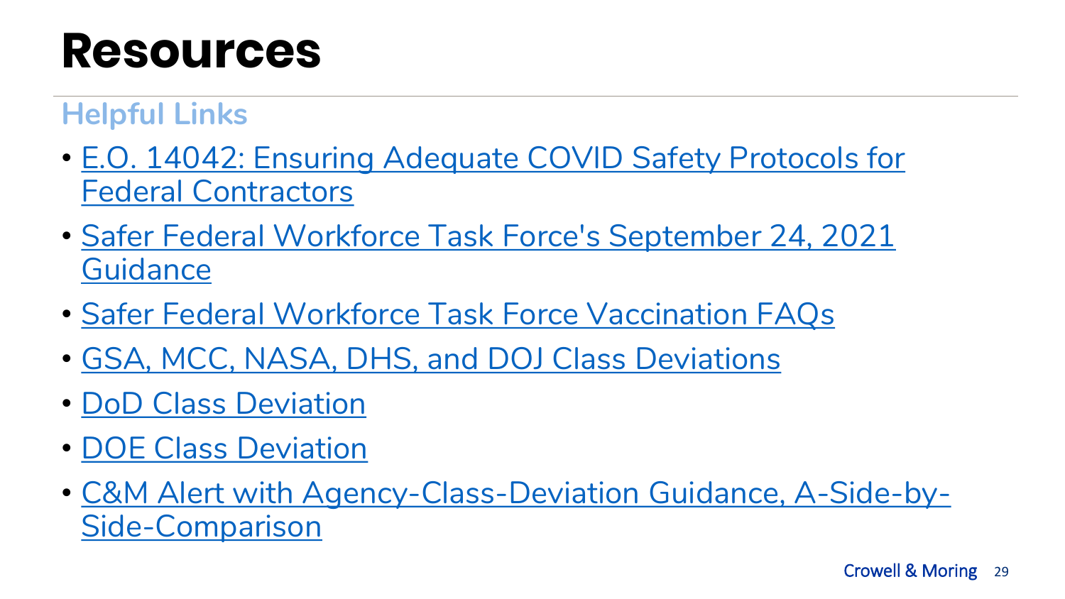# Resources

## Helpful Links

- E.O. 14042: Ensuring Adequate COVID Safety Protocols for Federal Contractors
- Safer Federal Workforce Task Force's September 24, 2021 Guidance
- Safer Federal Workforce Task Force Vaccination FAQs
- GSA, MCC, NASA, DHS, and DOJ Class Deviations
- DoD Class Deviation
- DOE Class Deviation
- C&M Alert with Agency-Class-Deviation Guidance, A-Side-by-Side-Comparison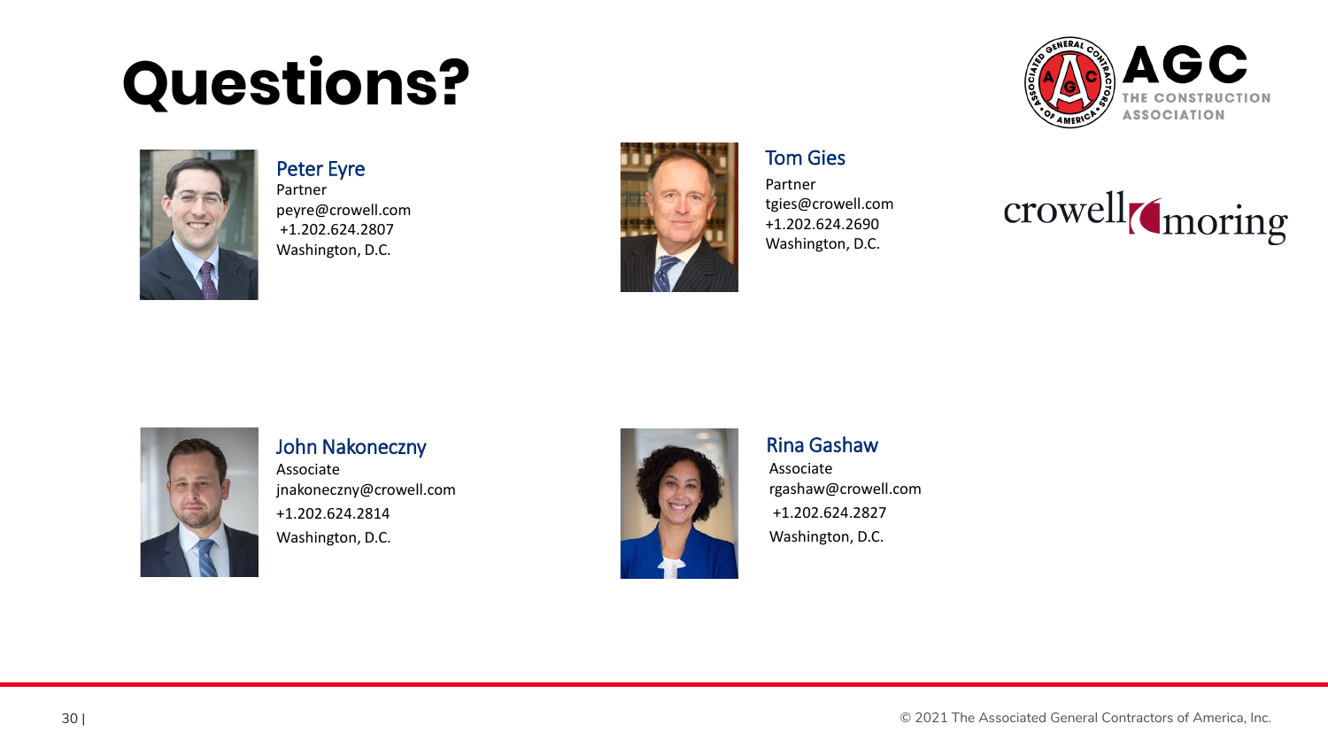# Questions?

**Peter Eyre**
Partner
peyre@crowell.com
+1.202.624.2807
Washington, D.C.

**Tom Gies**
Partner
tgies@crowell.com
+1.202.624.2690
Washington, D.C.

**John Nakoneczny**
Associate
jnakoneczny@crowell.com
+1.202.624.2814
Washington, D.C.

**Rina Gashaw**
Associate
rgashaw@crowell.com
+1.202.624.2827
Washington, D.C.

© 2021 The Associated General Contractors of America, Inc.